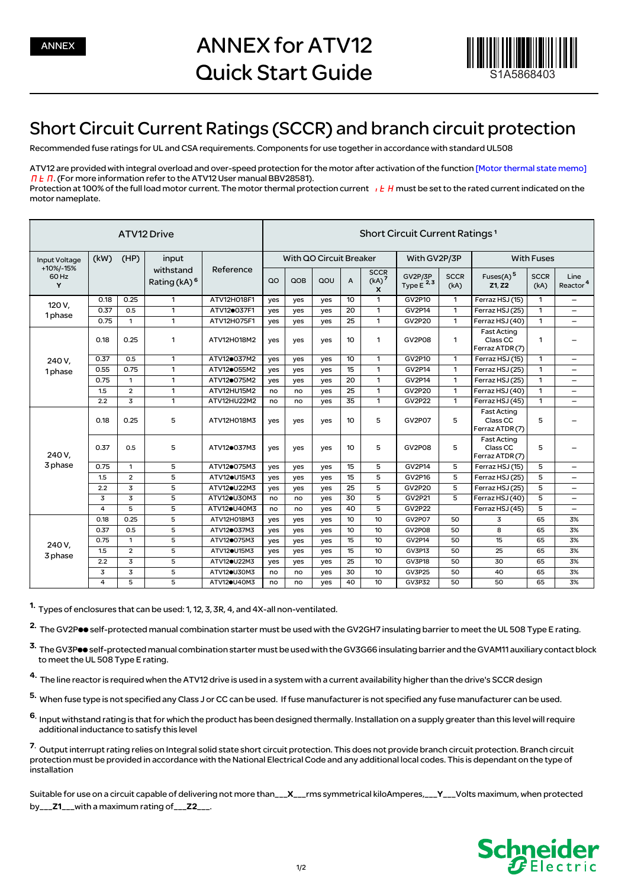ANNEX

# ANNEX for ATV12 Quick Start Guide

S1A5868403

## Short Circuit Current Ratings (SCCR) and branch circuit protection

Recommended fuse ratings for UL and CSA requirements. Components for use together in accordance with standard UL508

ATV12 are provided with integral overload and over-speed protection for the motor after activation of the function [Motor thermal state memo] MtM. (For more information refer to the ATV12 User manual BBV28581).
Protection at 100% of the full load motor current. The motor thermal protection current ItH must be set to the rated current indicated on the motor nameplate.

| ATV12 Drive | | | | | Short Circuit Current Ratings [1] | | | | | | | | | |
|---|---|---|---|---|---|---|---|---|---|---|---|---|---|---|
| Input Voltage +10%/-15% 60 Hz **Y** | (kW) | (HP) | input withstand Rating (kA) [6] | Reference | With QO Circuit Breaker | | | | | With GV2P/3P | | With Fuses | | |
| | | | | | QO | QOB | QOU | A | SCCR (kA) [7] **X** | GV2P/3P Type E [2,3] | SCCR (kA) | Fuses(A) [5] **Z1, Z2** | SCCR (kA) | Line Reactor [4] |
| 120 V, 1 phase | 0.18 | 0.25 | 1 | ATV12H018F1 | yes | yes | yes | 10 | 1 | GV2P10 | 1 | Ferraz HSJ (15) | 1 | – |
| | 0.37 | 0.5 | 1 | ATV12●037F1 | yes | yes | yes | 20 | 1 | GV2P14 | 1 | Ferraz HSJ (25) | 1 | – |
| | 0.75 | 1 | 1 | ATV12H075F1 | yes | yes | yes | 25 | 1 | GV2P20 | 1 | Ferraz HSJ (40) | 1 | – |
| 240 V, 1 phase | 0.18 | 0.25 | 1 | ATV12H018M2 | yes | yes | yes | 10 | 1 | GV2P08 | 1 | Fast Acting Class CC Ferraz ATDR (7) | 1 | – |
| | 0.37 | 0.5 | 1 | ATV12●037M2 | yes | yes | yes | 10 | 1 | GV2P10 | 1 | Ferraz HSJ (15) | 1 | – |
| | 0.55 | 0.75 | 1 | ATV12●055M2 | yes | yes | yes | 15 | 1 | GV2P14 | 1 | Ferraz HSJ (25) | 1 | – |
| | 0.75 | 1 | 1 | ATV12●075M2 | yes | yes | yes | 20 | 1 | GV2P14 | 1 | Ferraz HSJ (25) | 1 | – |
| | 1.5 | 2 | 1 | ATV12HU15M2 | no | no | yes | 25 | 1 | GV2P20 | 1 | Ferraz HSJ (40) | 1 | – |
| | 2.2 | 3 | 1 | ATV12HU22M2 | no | no | yes | 35 | 1 | GV2P22 | 1 | Ferraz HSJ (45) | 1 | – |
| 240 V, 3 phase | 0.18 | 0.25 | 5 | ATV12H018M3 | yes | yes | yes | 10 | 5 | GV2P07 | 5 | Fast Acting Class CC Ferraz ATDR (7) | 5 | – |
| | 0.37 | 0.5 | 5 | ATV12●037M3 | yes | yes | yes | 10 | 5 | GV2P08 | 5 | Fast Acting Class CC Ferraz ATDR (7) | 5 | – |
| | 0.75 | 1 | 5 | ATV12●075M3 | yes | yes | yes | 15 | 5 | GV2P14 | 5 | Ferraz HSJ (15) | 5 | – |
| | 1.5 | 2 | 5 | ATV12●U15M3 | yes | yes | yes | 15 | 5 | GV2P16 | 5 | Ferraz HSJ (25) | 5 | – |
| | 2.2 | 3 | 5 | ATV12●U22M3 | yes | yes | yes | 25 | 5 | GV2P20 | 5 | Ferraz HSJ (25) | 5 | – |
| | 3 | 3 | 5 | ATV12●U30M3 | no | no | yes | 30 | 5 | GV2P21 | 5 | Ferraz HSJ (40) | 5 | – |
| | 4 | 5 | 5 | ATV12●U40M3 | no | no | yes | 40 | 5 | GV2P22 | | Ferraz HSJ (45) | 5 | – |
| 240 V, 3 phase | 0.18 | 0.25 | 5 | ATV12H018M3 | yes | yes | yes | 10 | 10 | GV2P07 | 50 | 3 | 65 | 3% |
| | 0.37 | 0.5 | 5 | ATV12●037M3 | yes | yes | yes | 10 | 10 | GV2P08 | 50 | 8 | 65 | 3% |
| | 0.75 | 1 | 5 | ATV12●075M3 | yes | yes | yes | 15 | 10 | GV2P14 | 50 | 15 | 65 | 3% |
| | 1.5 | 2 | 5 | ATV12●U15M3 | yes | yes | yes | 15 | 10 | GV3P13 | 50 | 25 | 65 | 3% |
| | 2.2 | 3 | 5 | ATV12●U22M3 | yes | yes | yes | 25 | 10 | GV3P18 | 50 | 30 | 65 | 3% |
| | 3 | 3 | 5 | ATV12●U30M3 | no | no | yes | 30 | 10 | GV3P25 | 50 | 40 | 65 | 3% |
| | 4 | 5 | 5 | ATV12●U40M3 | no | no | yes | 40 | 10 | GV3P32 | 50 | 50 | 65 | 3% |

1. Types of enclosures that can be used: 1, 12, 3, 3R, 4, and 4X-all non-ventilated.
2. The GV2P●● self-protected manual combination starter must be used with the GV2GH7 insulating barrier to meet the UL 508 Type E rating.
3. The GV3P●● self-protected manual combination starter must be used with the GV3G66 insulating barrier and the GVAM11 auxiliary contact block to meet the UL 508 Type E rating.
4. The line reactor is required when the ATV12 drive is used in a system with a current availability higher than the drive's SCCR design
5. When fuse type is not specified any Class J or CC can be used. If fuse manufacturer is not specified any fuse manufacturer can be used.
6. Input withstand rating is that for which the product has been designed thermally. Installation on a supply greater than this level will require additional inductance to satisfy this level
7. Output interrupt rating relies on Integral solid state short circuit protection. This does not provide branch circuit protection. Branch circuit protection must be provided in accordance with the National Electrical Code and any additional local codes. This is dependant on the type of installation

Suitable for use on a circuit capable of delivering not more than___**X**___rms symmetrical kiloAmperes,___**Y**___Volts maximum, when protected by___**Z1**___with a maximum rating of___**Z2**___.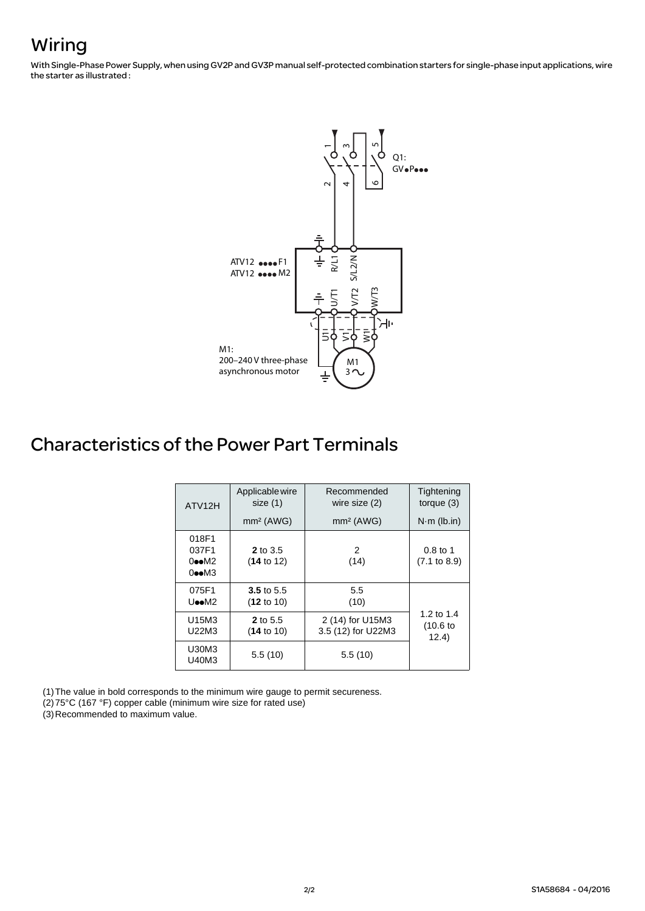# Wiring

With Single-Phase Power Supply, when using GV2P and GV3P manual self-protected combination starters for single-phase input applications, wire the starter as illustrated :

1
3
5
Q1:
GV●P●●●
2
4
6
ATV12 ●●●● F1
ATV12 ●●●● M2
R/L1
S/L2/N
U/T1
V/T2
W/T3
U1
V1
W1
M1:
200–240 V three-phase asynchronous motor
M1
3 ~

# Characteristics of the Power Part Terminals

| ATV12H | Applicable wire size (1) mm² (AWG) | Recommended wire size (2) mm² (AWG) | Tightening torque (3) N·m (lb.in) |
|---|---|---|---|
| 018F1<br>037F1<br>0●●M2<br>0●●M3 | **2** to 3.5<br>(**14** to 12) | 2<br>(14) | 0.8 to 1<br>(7.1 to 8.9) |
| 075F1<br>U●●M2 | **3.5** to 5.5<br>(**12** to 10) | 5.5<br>(10) | 1.2 to 1.4<br>(10.6 to 12.4) |
| U15M3<br>U22M3 | **2** to 5.5<br>(**14** to 10) | 2 (14) for U15M3<br>3.5 (12) for U22M3 | |
| U30M3<br>U40M3 | 5.5 (10) | 5.5 (10) | |

(1) The value in bold corresponds to the minimum wire gauge to permit secureness.
(2) 75°C (167 °F) copper cable (minimum wire size for rated use)
(3) Recommended to maximum value.

S1A58684 - 04/2016